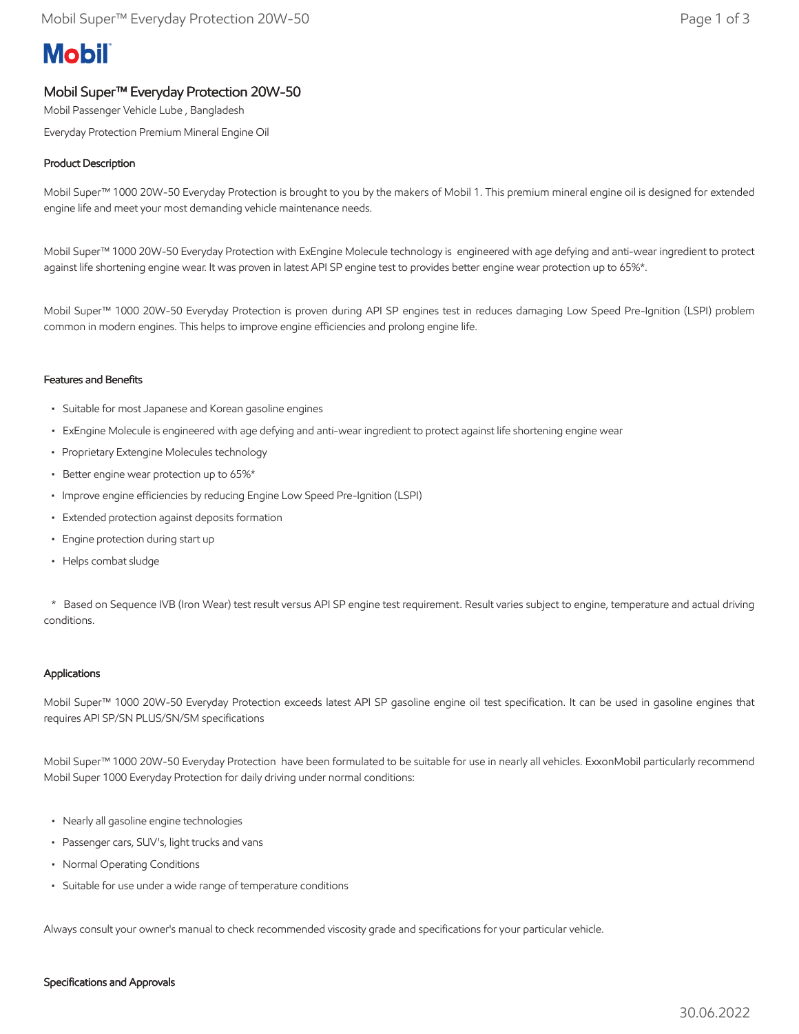# Mobil Super™ Everyday Protection 20W-50

Mobil Passenger Vehicle Lube , Bangladesh

Everyday Protection Premium Mineral Engine Oil

## Product Description

Mobil Super™ 1000 20W-50 Everyday Protection is brought to you by the makers of Mobil 1. This premium mineral engine oil is designed for extended engine life and meet your most demanding vehicle maintenance needs.

Mobil Super™ 1000 20W-50 Everyday Protection with ExEngine Molecule technology is engineered with age defying and anti-wear ingredient to protect against life shortening engine wear. It was proven in latest API SP engine test to provides better engine wear protection up to 65%*.

Mobil Super™ 1000 20W-50 Everyday Protection is proven during API SP engines test in reduces damaging Low Speed Pre-Ignition (LSPI) problem common in modern engines. This helps to improve engine efficiencies and prolong engine life.

## Features and Benefits

- Suitable for most Japanese and Korean gasoline engines
- ExEngine Molecule is engineered with age defying and anti-wear ingredient to protect against life shortening engine wear
- Proprietary Extengine Molecules technology
- Better engine wear protection up to 65%*
- Improve engine efficiencies by reducing Engine Low Speed Pre-Ignition (LSPI)
- Extended protection against deposits formation
- Engine protection during start up
- Helps combat sludge

\* Based on Sequence IVB (Iron Wear) test result versus API SP engine test requirement. Result varies subject to engine, temperature and actual driving conditions.

## Applications

Mobil Super™ 1000 20W-50 Everyday Protection exceeds latest API SP gasoline engine oil test specification. It can be used in gasoline engines that requires API SP/SN PLUS/SN/SM specifications

Mobil Super™ 1000 20W-50 Everyday Protection have been formulated to be suitable for use in nearly all vehicles. ExxonMobil particularly recommend Mobil Super 1000 Everyday Protection for daily driving under normal conditions:

- Nearly all gasoline engine technologies
- Passenger cars, SUV's, light trucks and vans
- Normal Operating Conditions
- Suitable for use under a wide range of temperature conditions

Always consult your owner's manual to check recommended viscosity grade and specifications for your particular vehicle.

## Specifications and Approvals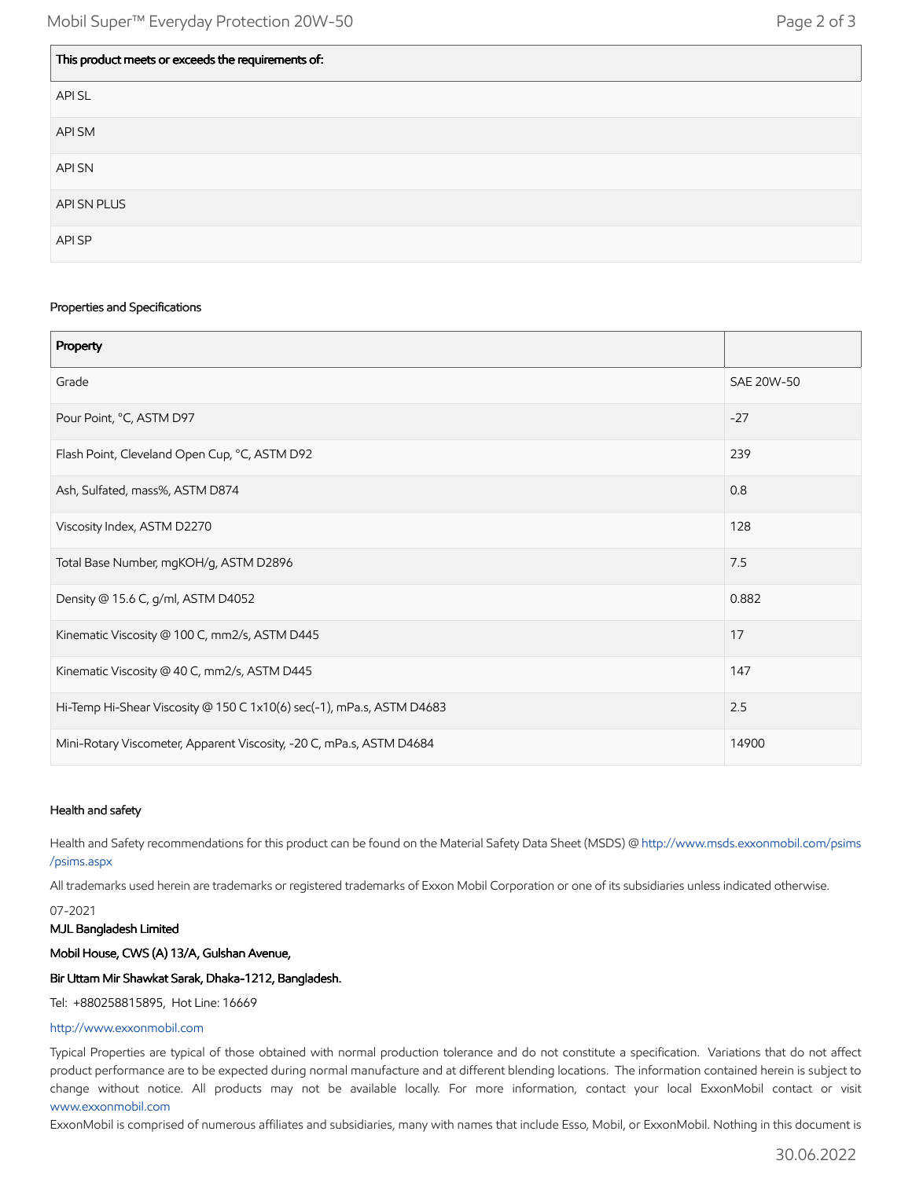| This product meets or exceeds the requirements of: |
| --- |
| API SL |
| API SM |
| API SN |
| API SN PLUS |
| API SP |

### Properties and Specifications

| Property | |
| --- | --- |
| Grade | SAE 20W-50 |
| Pour Point, °C, ASTM D97 | -27 |
| Flash Point, Cleveland Open Cup, °C, ASTM D92 | 239 |
| Ash, Sulfated, mass%, ASTM D874 | 0.8 |
| Viscosity Index, ASTM D2270 | 128 |
| Total Base Number, mgKOH/g, ASTM D2896 | 7.5 |
| Density @ 15.6 C, g/ml, ASTM D4052 | 0.882 |
| Kinematic Viscosity @ 100 C, mm2/s, ASTM D445 | 17 |
| Kinematic Viscosity @ 40 C, mm2/s, ASTM D445 | 147 |
| Hi-Temp Hi-Shear Viscosity @ 150 C 1x10(6) sec(-1), mPa.s, ASTM D4683 | 2.5 |
| Mini-Rotary Viscometer, Apparent Viscosity, -20 C, mPa.s, ASTM D4684 | 14900 |

### Health and safety

Health and Safety recommendations for this product can be found on the Material Safety Data Sheet (MSDS) @ http://www.msds.exxonmobil.com/psims/psims.aspx

All trademarks used herein are trademarks or registered trademarks of Exxon Mobil Corporation or one of its subsidiaries unless indicated otherwise.

07-2021

**MJL Bangladesh Limited**

**Mobil House, CWS (A) 13/A, Gulshan Avenue,**

**Bir Uttam Mir Shawkat Sarak, Dhaka-1212, Bangladesh.**

Tel: +880258815895, Hot Line: 16669

http://www.exxonmobil.com

Typical Properties are typical of those obtained with normal production tolerance and do not constitute a specification. Variations that do not affect product performance are to be expected during normal manufacture and at different blending locations. The information contained herein is subject to change without notice. All products may not be available locally. For more information, contact your local ExxonMobil contact or visit www.exxonmobil.com

ExxonMobil is comprised of numerous affiliates and subsidiaries, many with names that include Esso, Mobil, or ExxonMobil. Nothing in this document is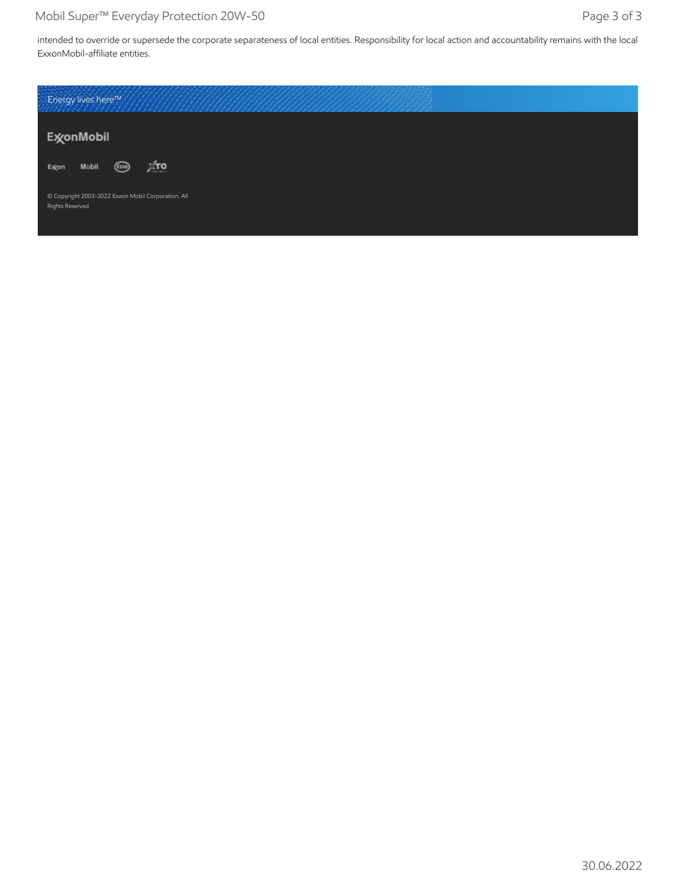intended to override or supersede the corporate separateness of local entities. Responsibility for local action and accountability remains with the local ExxonMobil-affiliate entities.

Energy lives here™

ExxonMobil

Exxon Mobil Esso XTO

© Copyright 2003-2022 Exxon Mobil Corporation. All Rights Reserved

30.06.2022